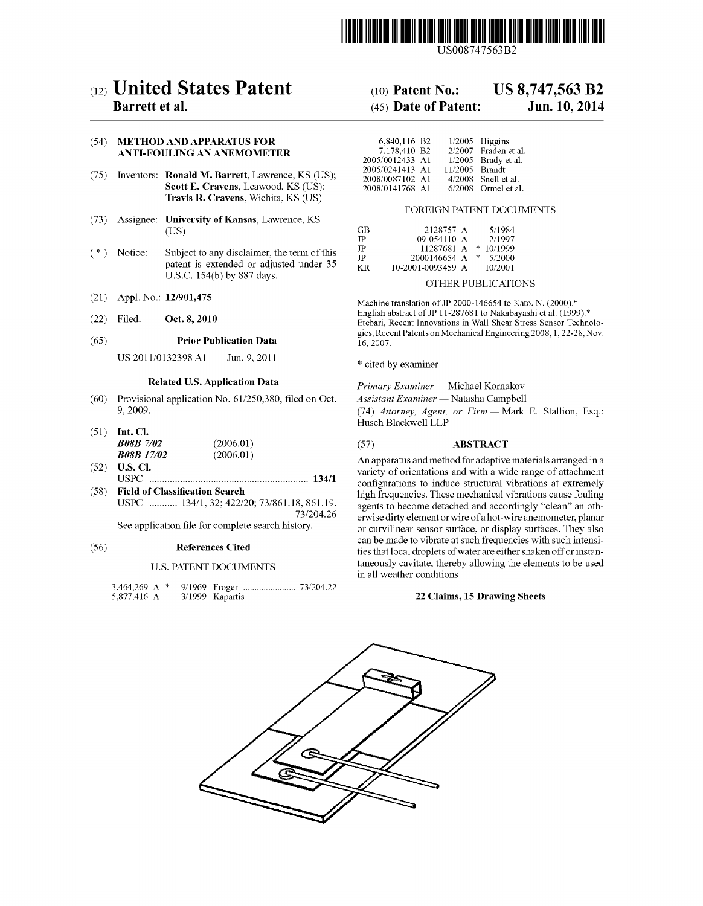US008747563B2

# (12) United States Patent
**Barrett et al.**

(10) **Patent No.: US 8,747,563 B2**

(45) **Date of Patent: Jun. 10, 2014**

(54) **METHOD AND APPARATUS FOR ANTI-FOULING AN ANEMOMETER**

(75) Inventors: **Ronald M. Barrett**, Lawrence, KS (US); **Scott E. Cravens**, Leawood, KS (US); **Travis R. Cravens**, Wichita, KS (US)

(73) Assignee: **University of Kansas**, Lawrence, KS (US)

( * ) Notice: Subject to any disclaimer, the term of this patent is extended or adjusted under 35 U.S.C. 154(b) by 887 days.

(21) Appl. No.: **12/901,475**

(22) Filed: **Oct. 8, 2010**

(65) **Prior Publication Data**

US 2011/0132398 A1 Jun. 9, 2011

**Related U.S. Application Data**

(60) Provisional application No. 61/250,380, filed on Oct. 9, 2009.

(51) **Int. Cl.**
***B08B 7/02*** (2006.01)
***B08B 17/02*** (2006.01)

(52) **U.S. Cl.**
USPC .............................................................. **134/1**

(58) **Field of Classification Search**
USPC ........... 134/1, 32; 422/20; 73/861.18, 861.19, 73/204.26
See application file for complete search history.

(56) **References Cited**

U.S. PATENT DOCUMENTS

| | | | |
|---|---|---|---|
| 3,464,269 A * | 9/1969 | Froger | 73/204.22 |
| 5,877,416 A | 3/1999 | Kapartis | |
| 6,840,116 B2 | 1/2005 | Higgins | |
| 7,178,410 B2 | 2/2007 | Fraden et al. | |
| 2005/0012433 A1 | 1/2005 | Brady et al. | |
| 2005/0241413 A1 | 11/2005 | Brandt | |
| 2008/0087102 A1 | 4/2008 | Snell et al. | |
| 2008/0141768 A1 | 6/2008 | Ormel et al. | |

FOREIGN PATENT DOCUMENTS

| | | |
|---|---|---|
| GB | 2128757 A | 5/1984 |
| JP | 09-054110 A | 2/1997 |
| JP | 11287681 A * | 10/1999 |
| JP | 2000146654 A * | 5/2000 |
| KR | 10-2001-0093459 A | 10/2001 |

OTHER PUBLICATIONS

Machine translation of JP 2000-146654 to Kato, N. (2000).*
English abstract of JP 11-287681 to Nakabayashi et al. (1999).*
Etebari, Recent Innovations in Wall Shear Stress Sensor Technologies, Recent Patents on Mechanical Engineering 2008, 1, 22-28, Nov. 16, 2007.

\* cited by examiner

*Primary Examiner* — Michael Kornakov
*Assistant Examiner* — Natasha Campbell
(74) *Attorney, Agent, or Firm* — Mark E. Stallion, Esq.; Husch Blackwell LLP

(57) **ABSTRACT**

An apparatus and method for adaptive materials arranged in a variety of orientations and with a wide range of attachment configurations to induce structural vibrations at extremely high frequencies. These mechanical vibrations cause fouling agents to become detached and accordingly "clean" an otherwise dirty element or wire of a hot-wire anemometer, planar or curvilinear sensor surface, or display surfaces. They also can be made to vibrate at such frequencies with such intensities that local droplets of water are either shaken off or instantaneously cavitate, thereby allowing the elements to be used in all weather conditions.

**22 Claims, 15 Drawing Sheets**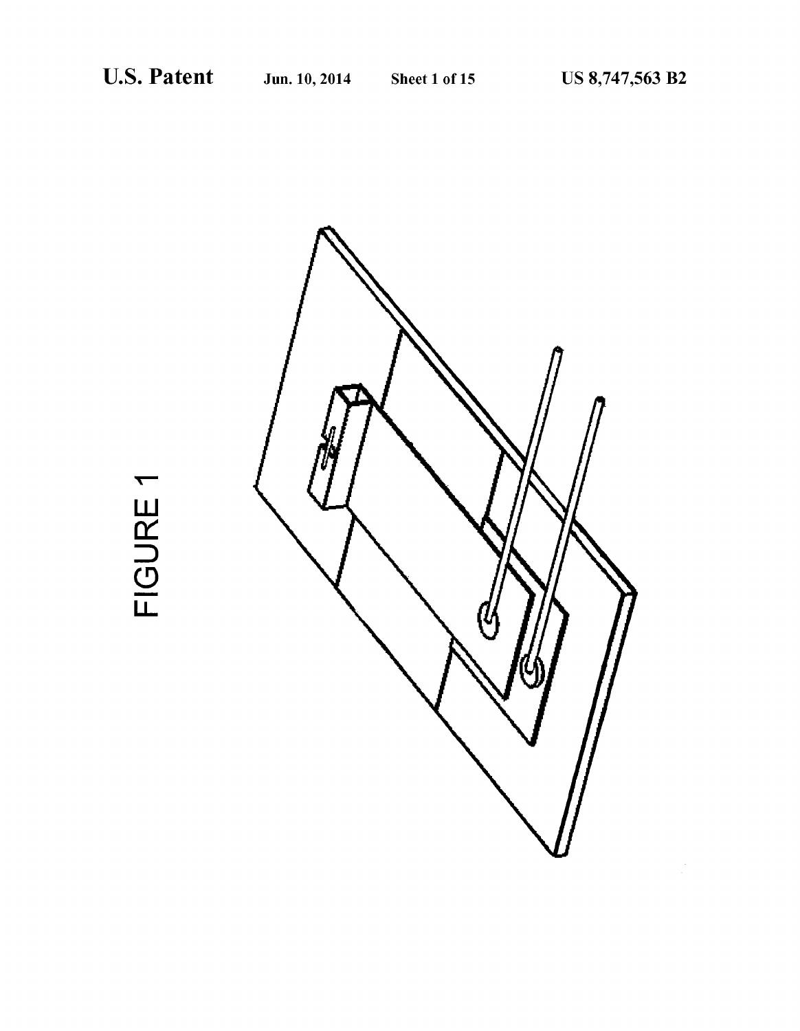FIGURE 1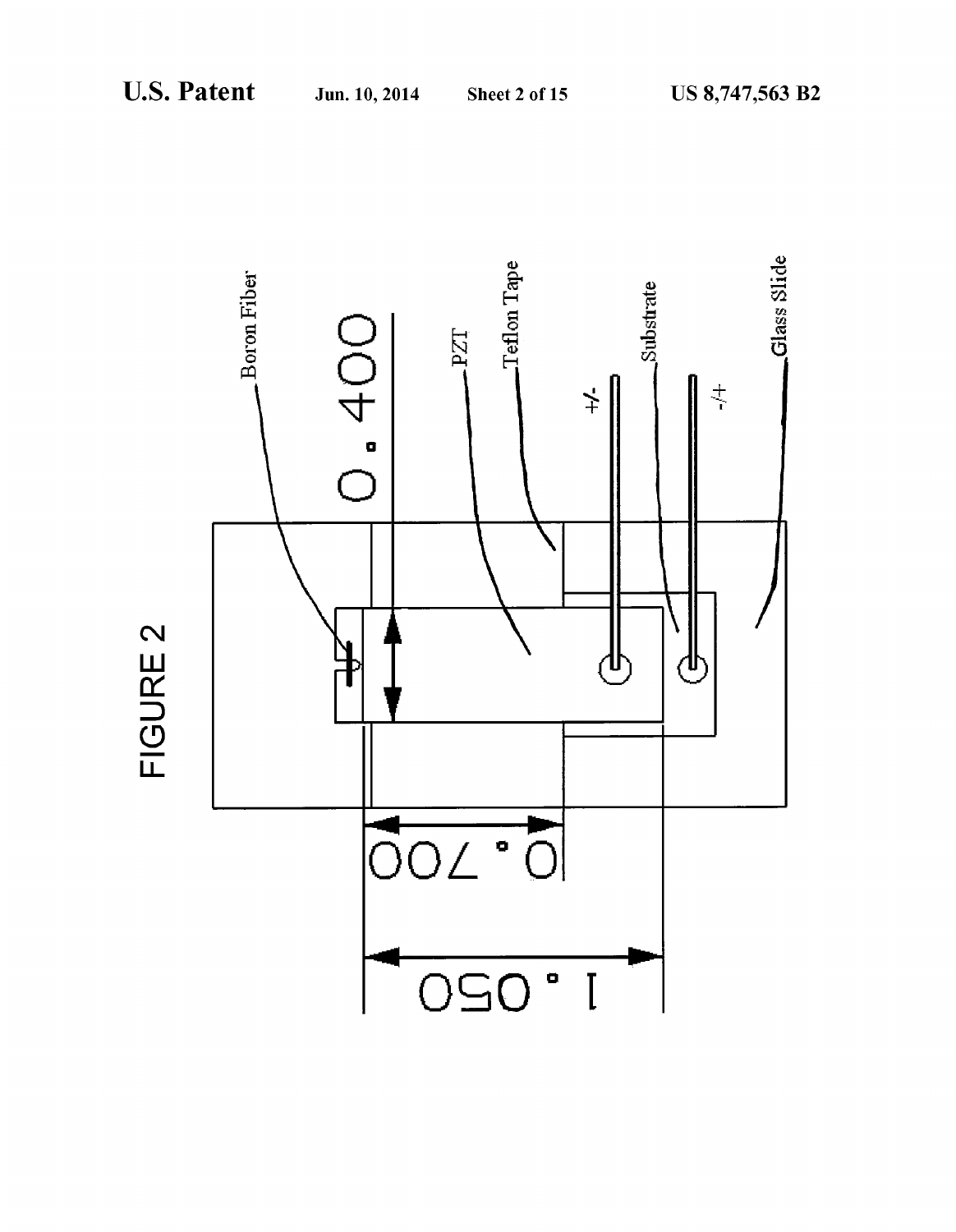FIGURE 2

Boron Fiber

PZT

Teflon Tape

+/-

-/+

Substrate

Glass Slide

0.400

0.700

1.050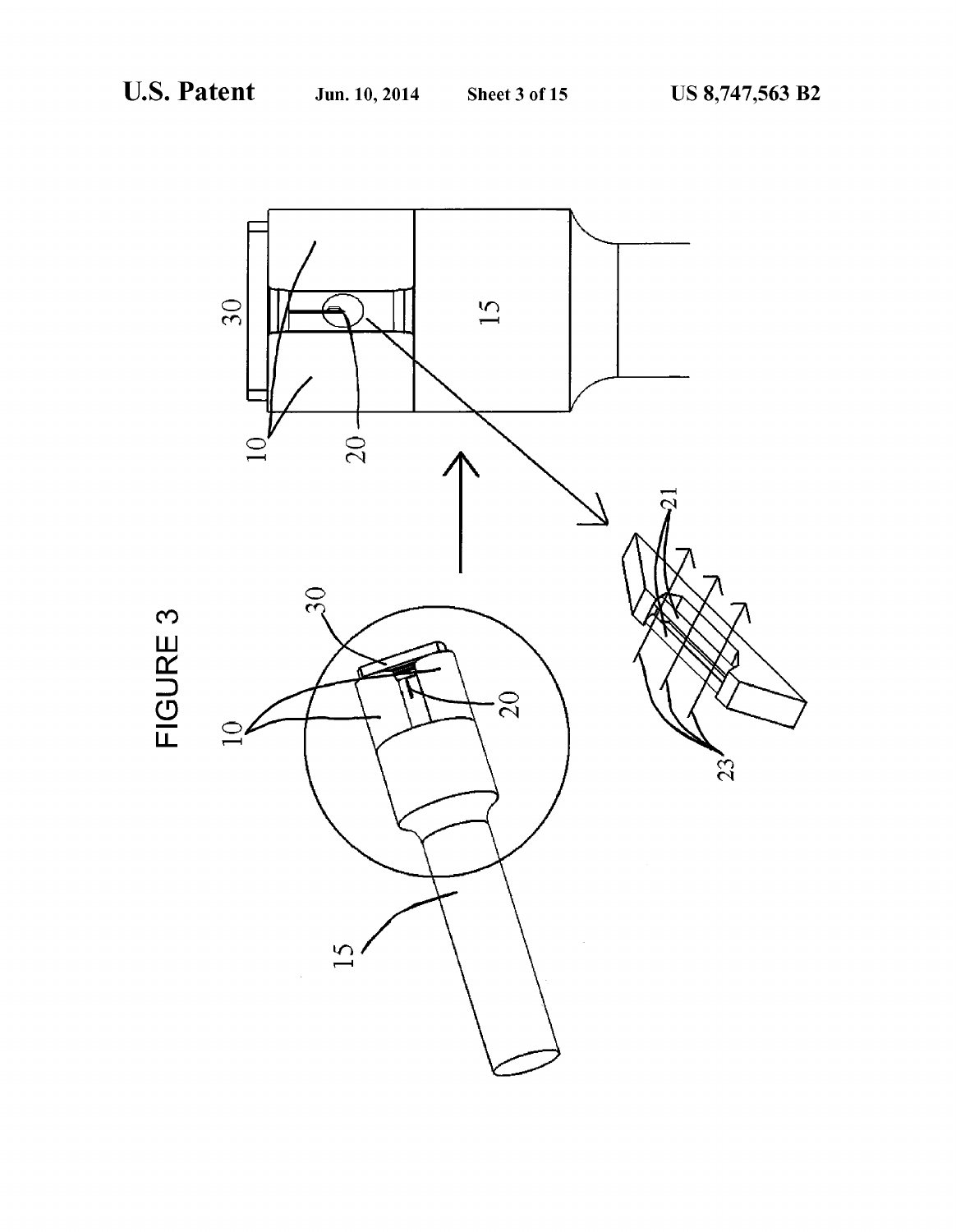FIGURE 3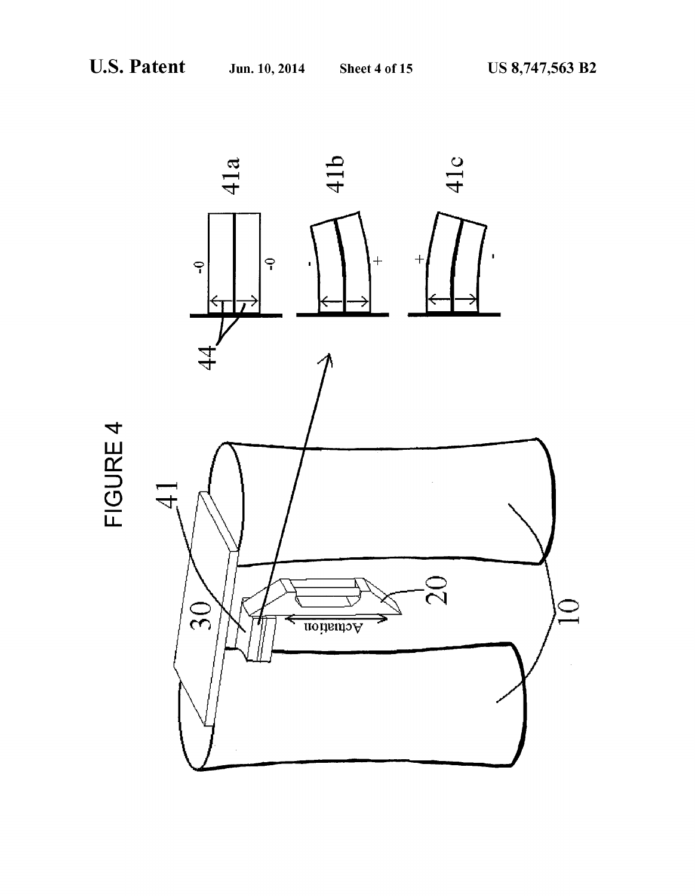FIGURE 4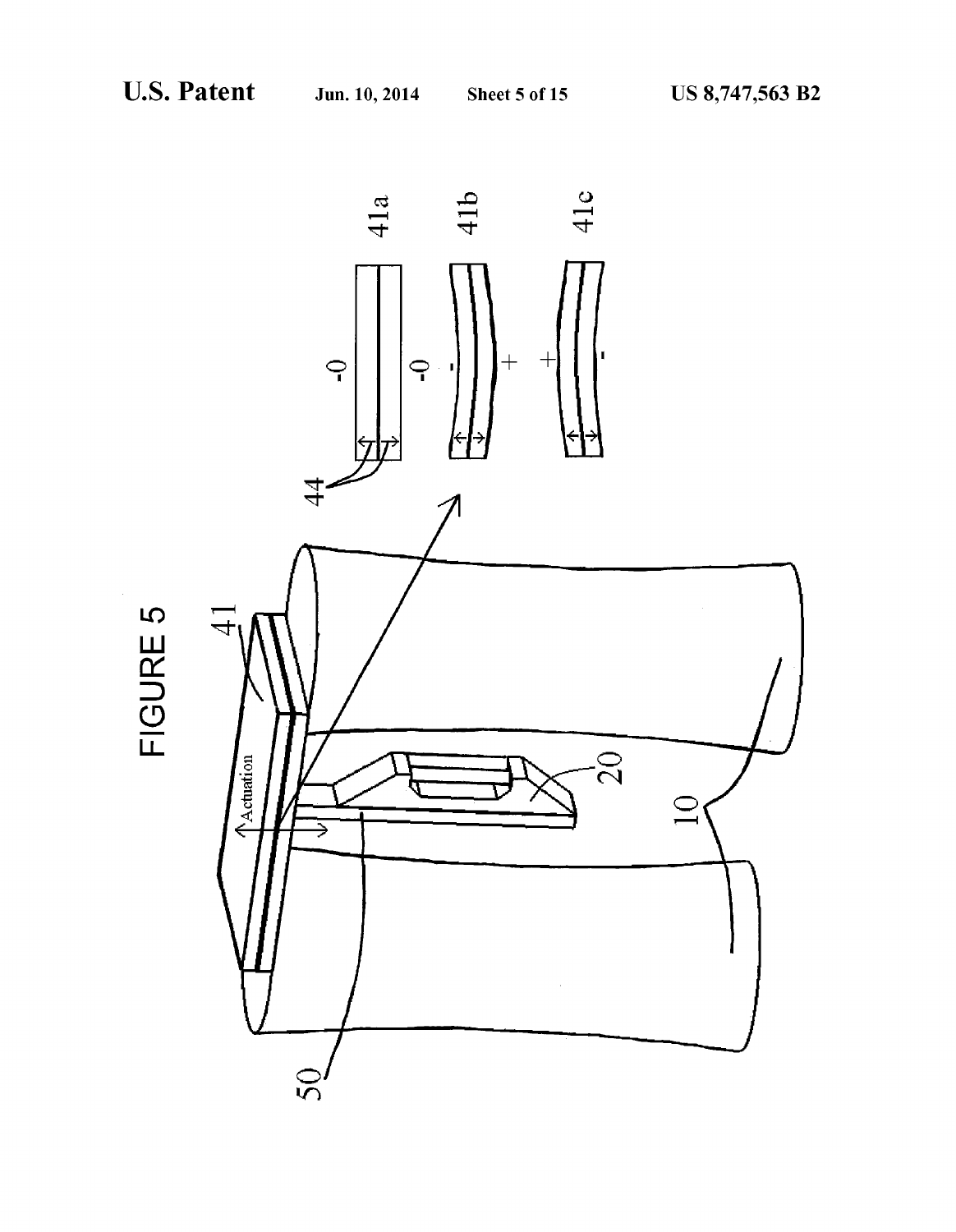FIGURE 5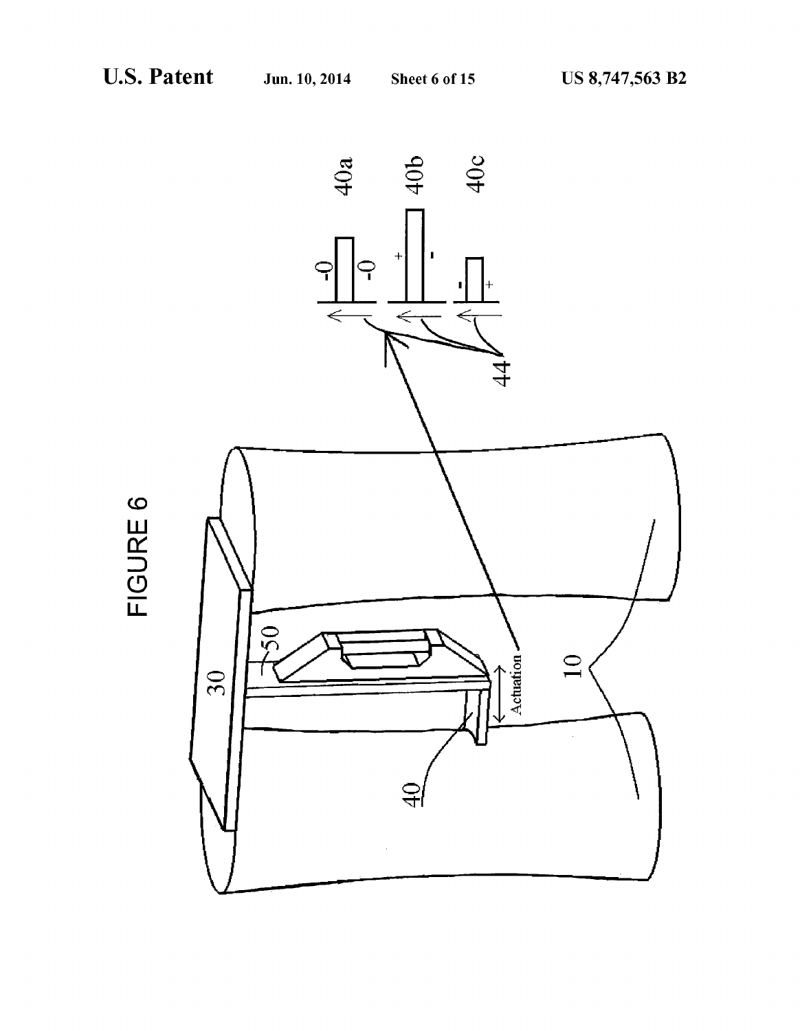FIGURE 6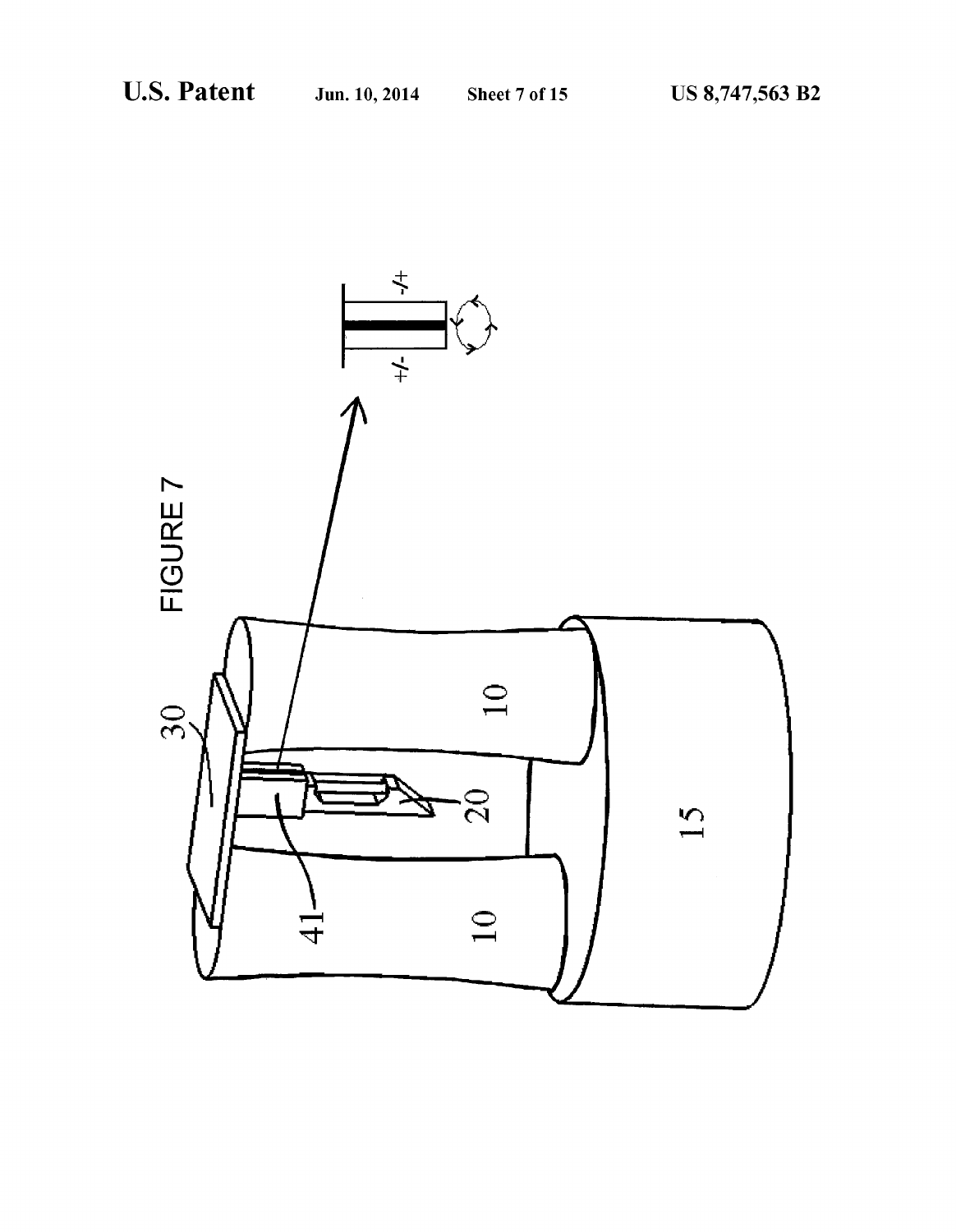FIGURE 7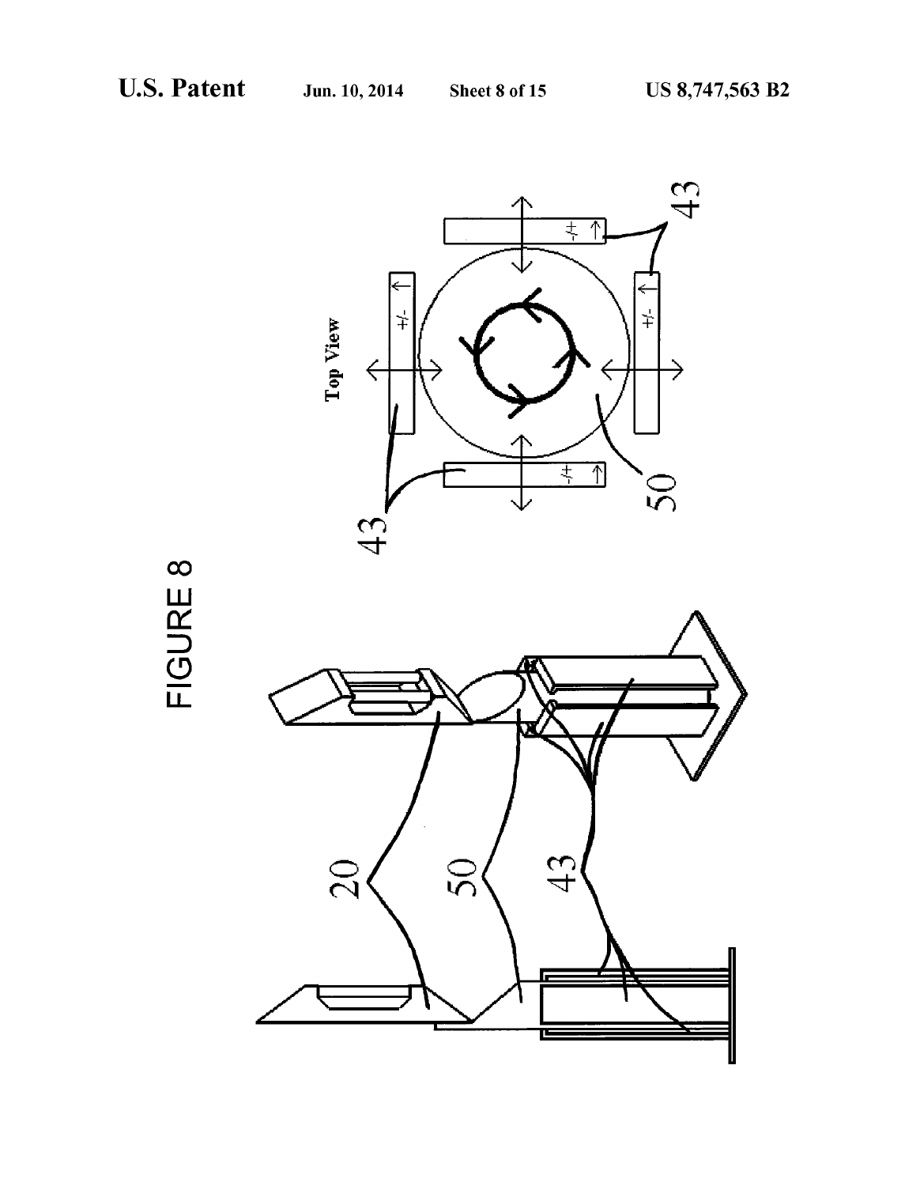FIGURE 8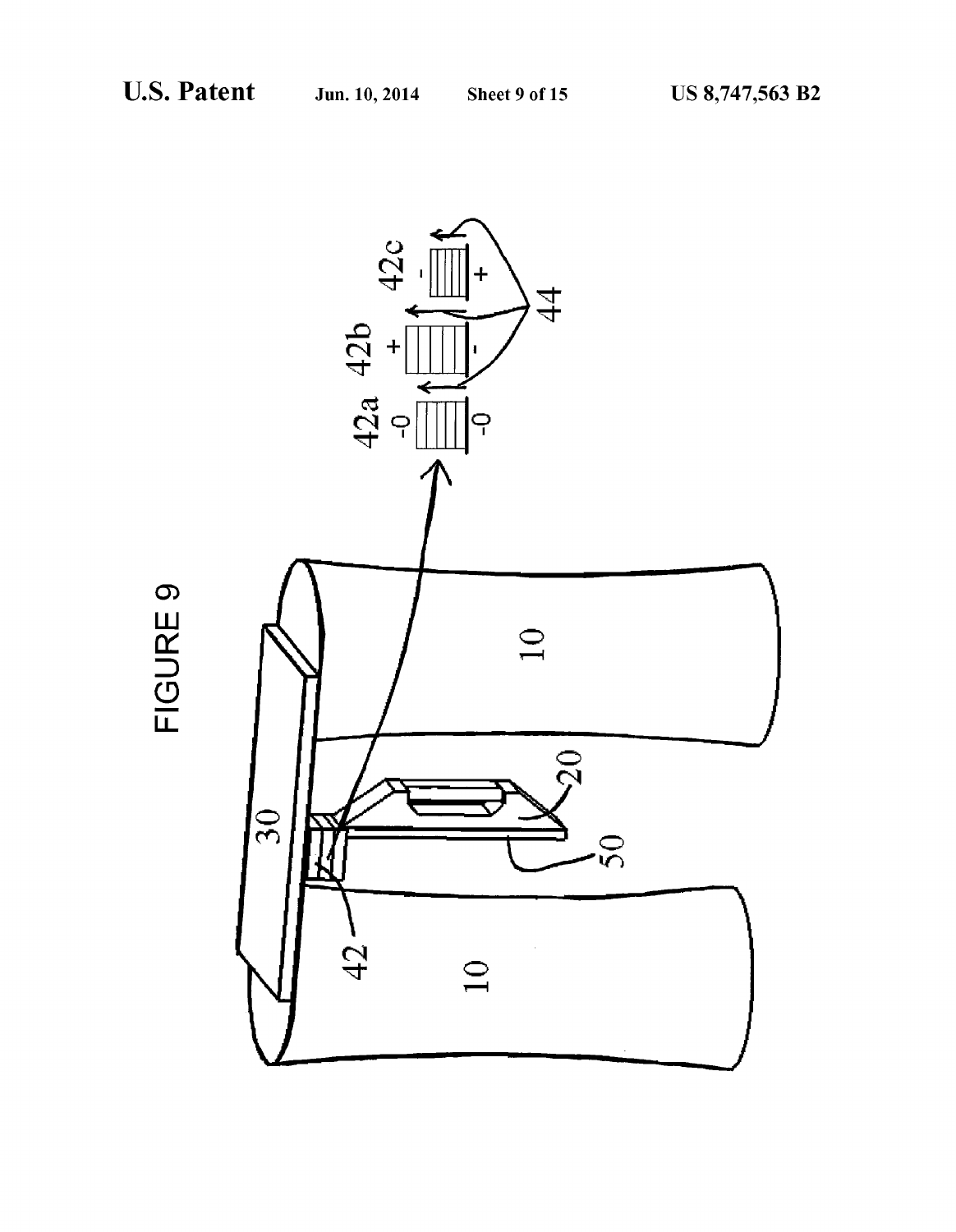FIGURE 9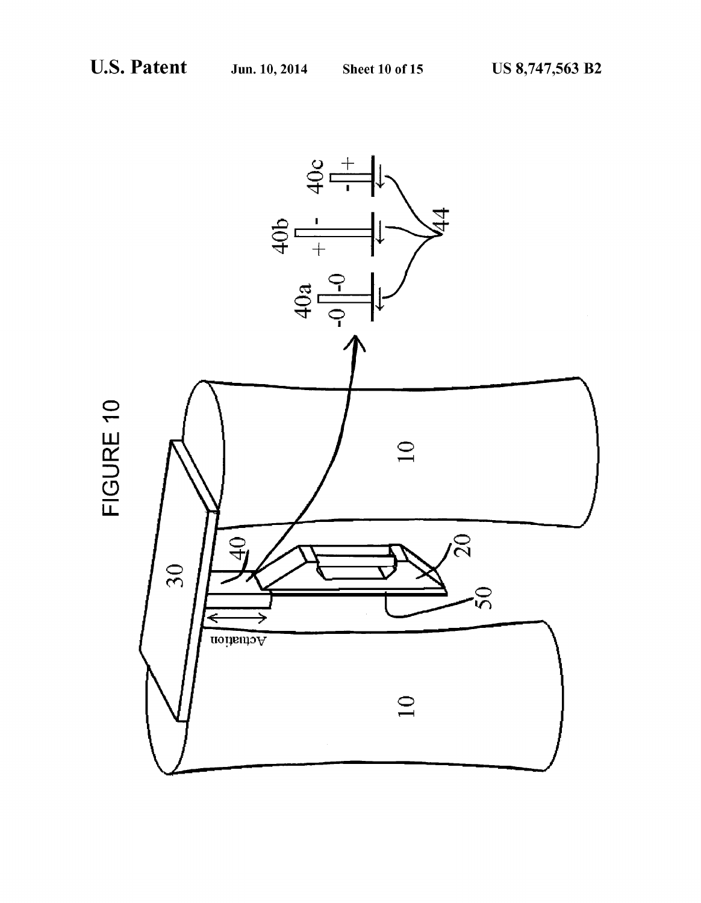FIGURE 10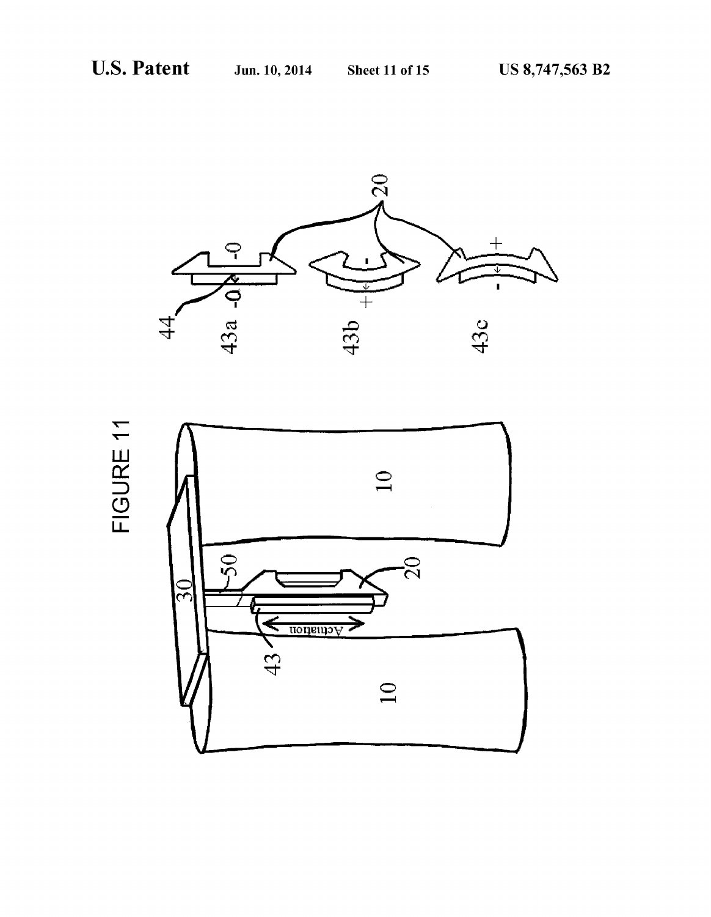FIGURE 11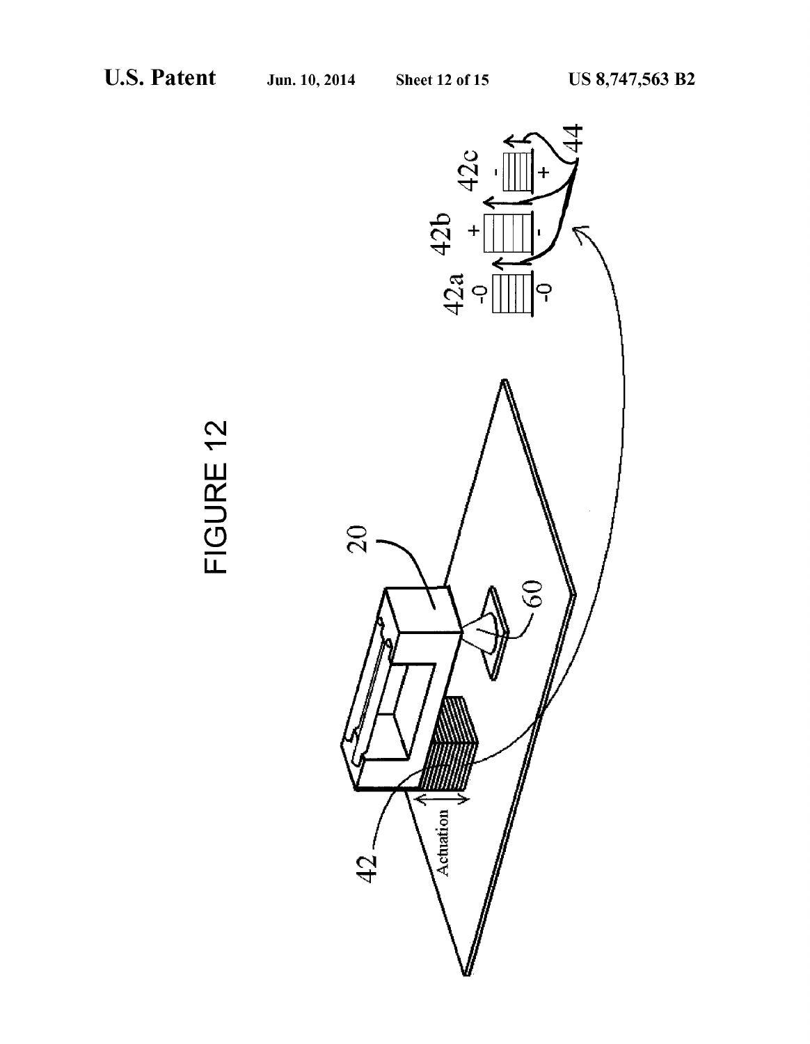FIGURE 12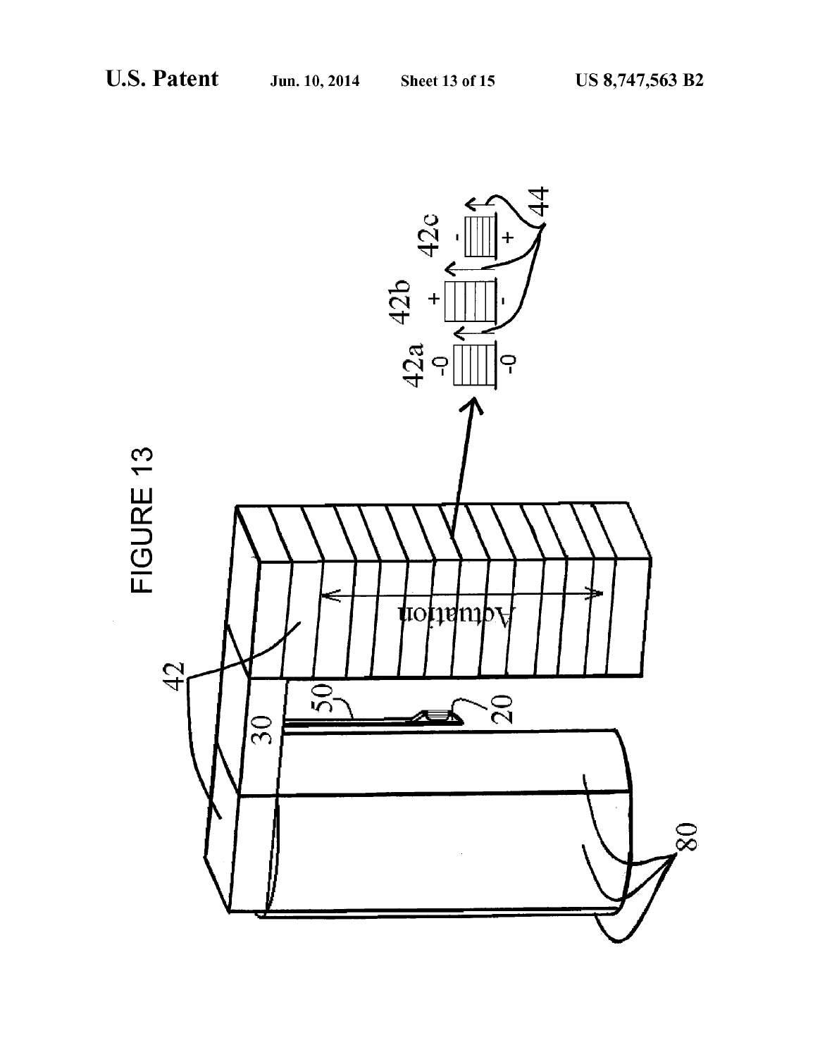FIGURE 13

42

30

50

20

80

Actuation

42a

42b

42c

44

-0

+

-

-0

-

+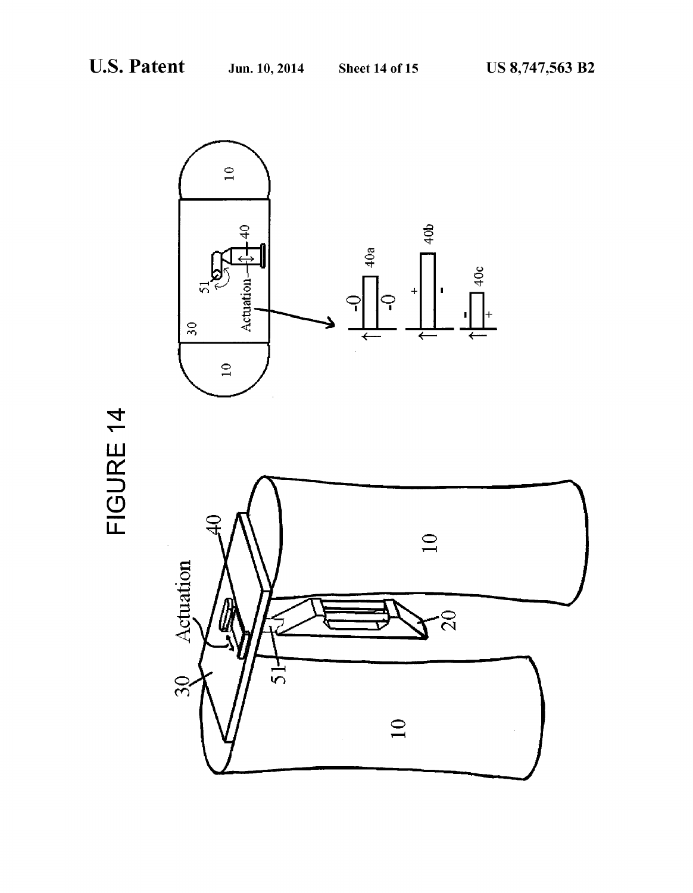FIGURE 14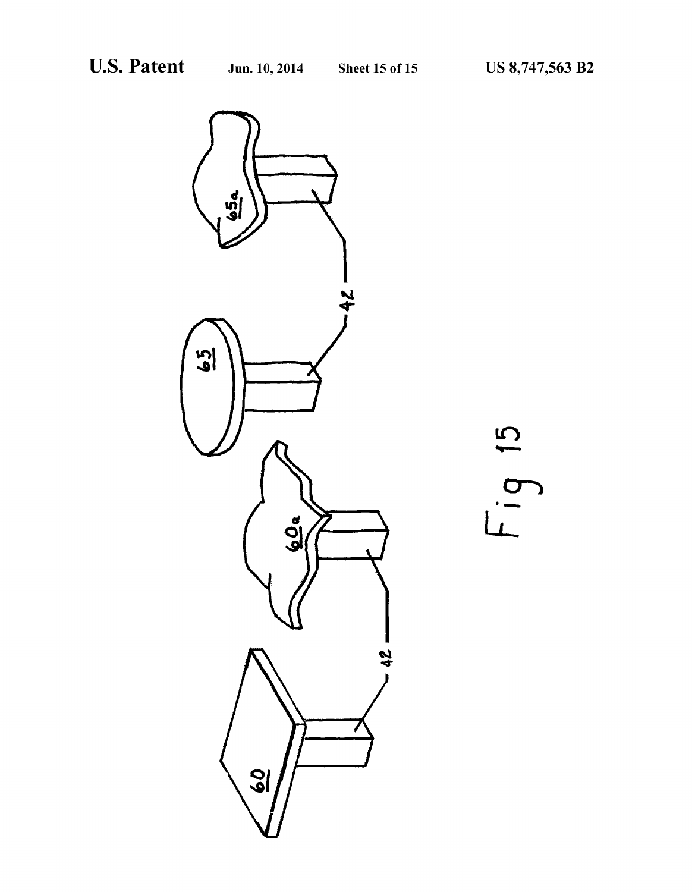Fig 15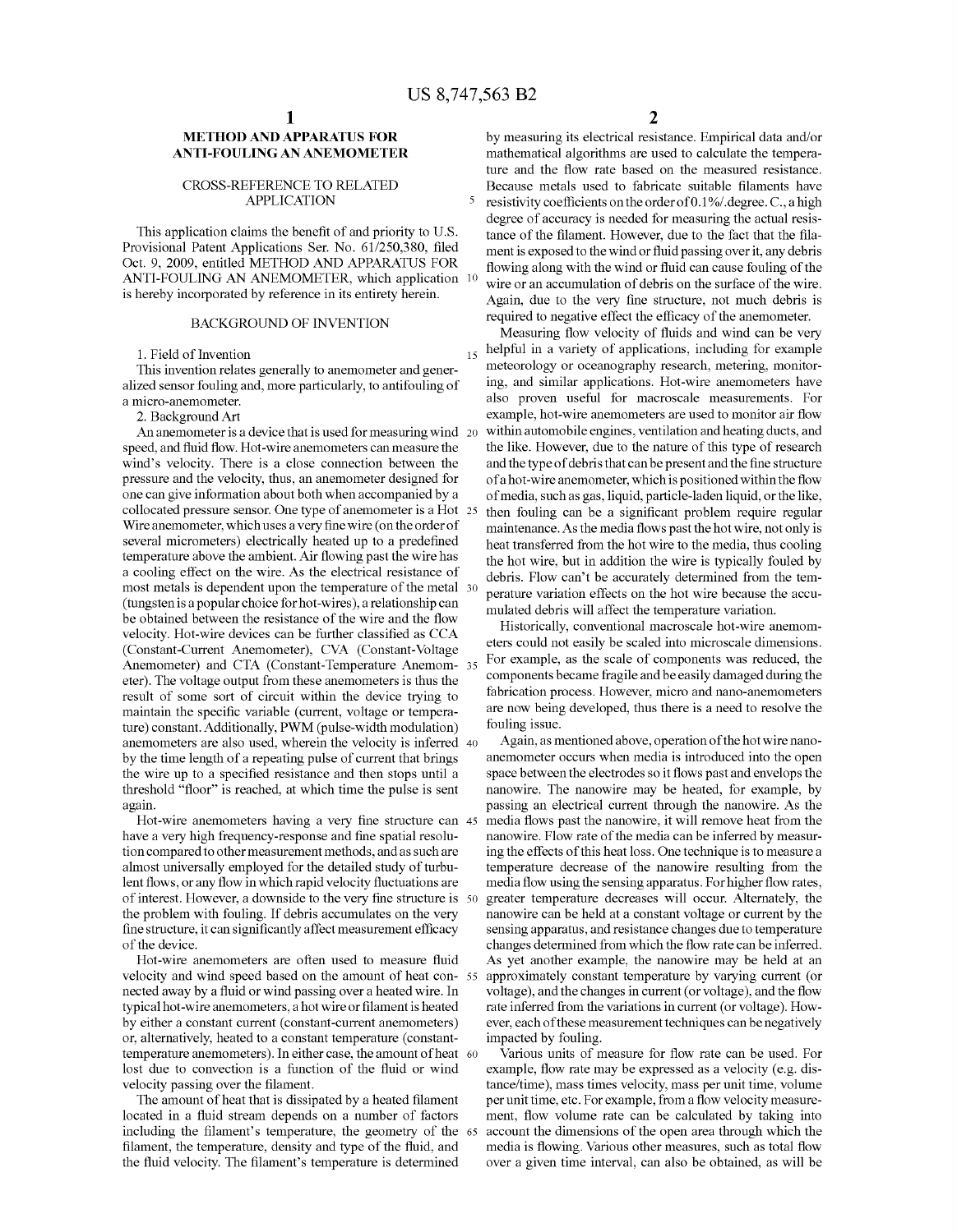# METHOD AND APPARATUS FOR ANTI-FOULING AN ANEMOMETER

## CROSS-REFERENCE TO RELATED APPLICATION

This application claims the benefit of and priority to U.S. Provisional Patent Applications Ser. No. 61/250,380, filed Oct. 9, 2009, entitled METHOD AND APPARATUS FOR ANTI-FOULING AN ANEMOMETER, which application is hereby incorporated by reference in its entirety herein.

## BACKGROUND OF INVENTION

1. Field of Invention

This invention relates generally to anemometer and generalized sensor fouling and, more particularly, to antifouling of a micro-anemometer.

2. Background Art

An anemometer is a device that is used for measuring wind speed, and fluid flow. Hot-wire anemometers can measure the wind's velocity. There is a close connection between the pressure and the velocity, thus, an anemometer designed for one can give information about both when accompanied by a collocated pressure sensor. One type of anemometer is a Hot Wire anemometer, which uses a very fine wire (on the order of several micrometers) electrically heated up to a predefined temperature above the ambient. Air flowing past the wire has a cooling effect on the wire. As the electrical resistance of most metals is dependent upon the temperature of the metal (tungsten is a popular choice for hot-wires), a relationship can be obtained between the resistance of the wire and the flow velocity. Hot-wire devices can be further classified as CCA (Constant-Current Anemometer), CVA (Constant-Voltage Anemometer) and CTA (Constant-Temperature Anemometer). The voltage output from these anemometers is thus the result of some sort of circuit within the device trying to maintain the specific variable (current, voltage or temperature) constant. Additionally, PWM (pulse-width modulation) anemometers are also used, wherein the velocity is inferred by the time length of a repeating pulse of current that brings the wire up to a specified resistance and then stops until a threshold "floor" is reached, at which time the pulse is sent again.

Hot-wire anemometers having a very fine structure can have a very high frequency-response and fine spatial resolution compared to other measurement methods, and as such are almost universally employed for the detailed study of turbulent flows, or any flow in which rapid velocity fluctuations are of interest. However, a downside to the very fine structure is the problem with fouling. If debris accumulates on the very fine structure, it can significantly affect measurement efficacy of the device.

Hot-wire anemometers are often used to measure fluid velocity and wind speed based on the amount of heat connected away by a fluid or wind passing over a heated wire. In typical hot-wire anemometers, a hot wire or filament is heated by either a constant current (constant-current anemometers) or, alternatively, heated to a constant temperature (constant-temperature anemometers). In either case, the amount of heat lost due to convection is a function of the fluid or wind velocity passing over the filament.

The amount of heat that is dissipated by a heated filament located in a fluid stream depends on a number of factors including the filament's temperature, the geometry of the filament, the temperature, density and type of the fluid, and the fluid velocity. The filament's temperature is determined by measuring its electrical resistance. Empirical data and/or mathematical algorithms are used to calculate the temperature and the flow rate based on the measured resistance. Because metals used to fabricate suitable filaments have resistivity coefficients on the order of 0.1%/.degree. C., a high degree of accuracy is needed for measuring the actual resistance of the filament. However, due to the fact that the filament is exposed to the wind or fluid passing over it, any debris flowing along with the wind or fluid can cause fouling of the wire or an accumulation of debris on the surface of the wire. Again, due to the very fine structure, not much debris is required to negative effect the efficacy of the anemometer.

Measuring flow velocity of fluids and wind can be very helpful in a variety of applications, including for example meteorology or oceanography research, metering, monitoring, and similar applications. Hot-wire anemometers have also proven useful for macroscale measurements. For example, hot-wire anemometers are used to monitor air flow within automobile engines, ventilation and heating ducts, and the like. However, due to the nature of this type of research and the type of debris that can be present and the fine structure of a hot-wire anemometer, which is positioned within the flow of media, such as gas, liquid, particle-laden liquid, or the like, then fouling can be a significant problem require regular maintenance. As the media flows past the hot wire, not only is heat transferred from the hot wire to the media, thus cooling the hot wire, but in addition the wire is typically fouled by debris. Flow can't be accurately determined from the temperature variation effects on the hot wire because the accumulated debris will affect the temperature variation.

Historically, conventional macroscale hot-wire anemometers could not easily be scaled into microscale dimensions. For example, as the scale of components was reduced, the components became fragile and be easily damaged during the fabrication process. However, micro and nano-anemometers are now being developed, thus there is a need to resolve the fouling issue.

Again, as mentioned above, operation of the hot wire nano-anemometer occurs when media is introduced into the open space between the electrodes so it flows past and envelops the nanowire. The nanowire may be heated, for example, by passing an electrical current through the nanowire. As the media flows past the nanowire, it will remove heat from the nanowire. Flow rate of the media can be inferred by measuring the effects of this heat loss. One technique is to measure a temperature decrease of the nanowire resulting from the media flow using the sensing apparatus. For higher flow rates, greater temperature decreases will occur. Alternately, the nanowire can be held at a constant voltage or current by the sensing apparatus, and resistance changes due to temperature changes determined from which the flow rate can be inferred. As yet another example, the nanowire may be held at an approximately constant temperature by varying current (or voltage), and the changes in current (or voltage), and the flow rate inferred from the variations in current (or voltage). However, each of these measurement techniques can be negatively impacted by fouling.

Various units of measure for flow rate can be used. For example, flow rate may be expressed as a velocity (e.g. distance/time), mass times velocity, mass per unit time, volume per unit time, etc. For example, from a flow velocity measurement, flow volume rate can be calculated by taking into account the dimensions of the open area through which the media is flowing. Various other measures, such as total flow over a given time interval, can also be obtained, as will be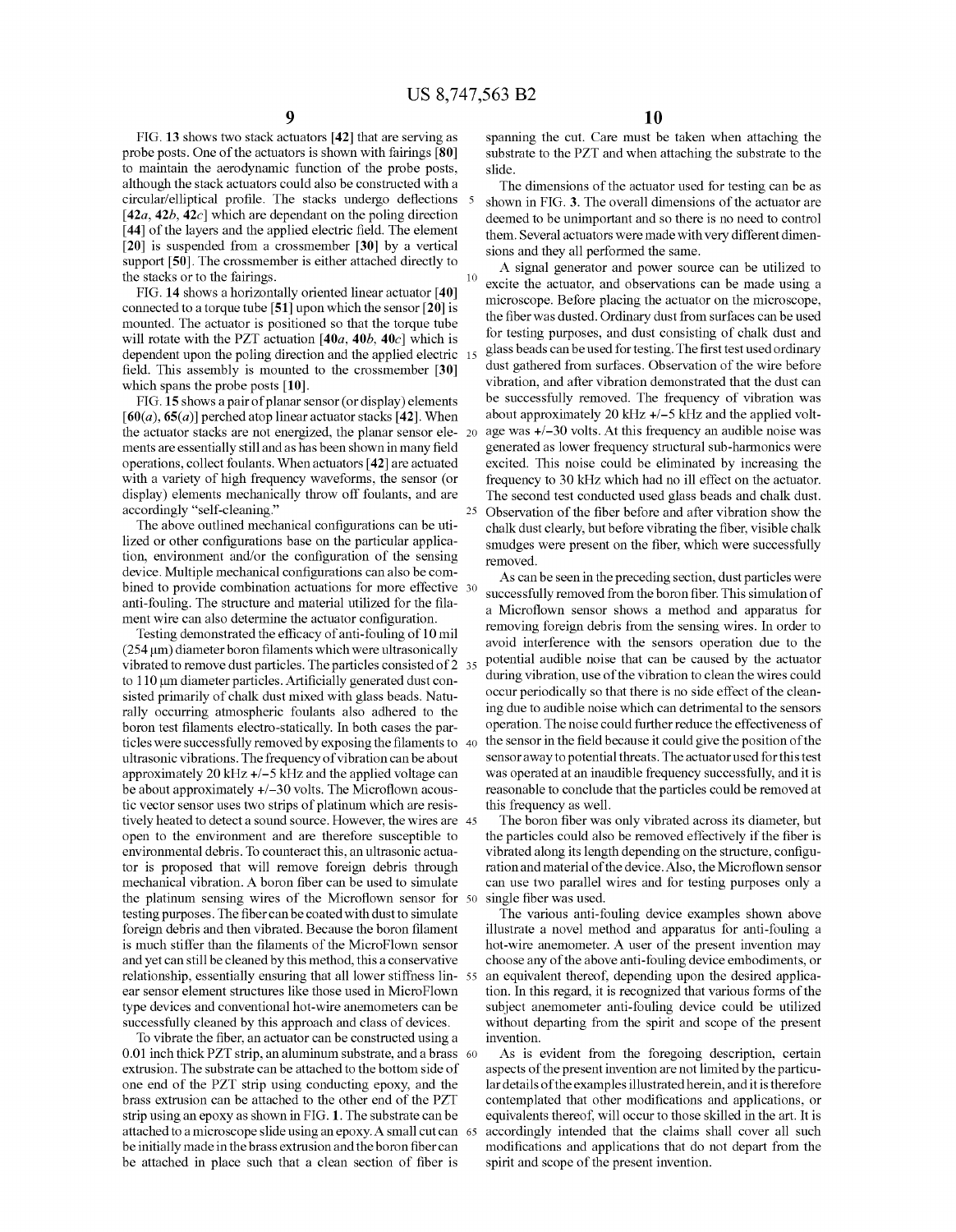FIG. 13 shows two stack actuators [42] that are serving as probe posts. One of the actuators is shown with fairings [80] to maintain the aerodynamic function of the probe posts, although the stack actuators could also be constructed with a circular/elliptical profile. The stacks undergo deflections [42a, 42b, 42c] which are dependant on the poling direction [44] of the layers and the applied electric field. The element [20] is suspended from a crossmember [30] by a vertical support [50]. The crossmember is either attached directly to the stacks or to the fairings.

FIG. 14 shows a horizontally oriented linear actuator [40] connected to a torque tube [51] upon which the sensor [20] is mounted. The actuator is positioned so that the torque tube will rotate with the PZT actuation [40a, 40b, 40c] which is dependent upon the poling direction and the applied electric field. This assembly is mounted to the crossmember [30] which spans the probe posts [10].

FIG. 15 shows a pair of planar sensor (or display) elements [60(a), 65(a)] perched atop linear actuator stacks [42]. When the actuator stacks are not energized, the planar sensor elements are essentially still and as has been shown in many field operations, collect foulants. When actuators [42] are actuated with a variety of high frequency waveforms, the sensor (or display) elements mechanically throw off foulants, and are accordingly "self-cleaning."

The above outlined mechanical configurations can be utilized or other configurations base on the particular application, environment and/or the configuration of the sensing device. Multiple mechanical configurations can also be combined to provide combination actuations for more effective anti-fouling. The structure and material utilized for the filament wire can also determine the actuator configuration.

Testing demonstrated the efficacy of anti-fouling of 10 mil (254 μm) diameter boron filaments which were ultrasonically vibrated to remove dust particles. The particles consisted of 2 to 110 μm diameter particles. Artificially generated dust consisted primarily of chalk dust mixed with glass beads. Naturally occurring atmospheric foulants also adhered to the boron test filaments electro-statically. In both cases the particles were successfully removed by exposing the filaments to ultrasonic vibrations. The frequency of vibration can be about approximately 20 kHz +/−5 kHz and the applied voltage can be about approximately +/−30 volts. The Microflown acoustic vector sensor uses two strips of platinum which are resistively heated to detect a sound source. However, the wires are open to the environment and are therefore susceptible to environmental debris. To counteract this, an ultrasonic actuator is proposed that will remove foreign debris through mechanical vibration. A boron fiber can be used to simulate the platinum sensing wires of the Microflown sensor for testing purposes. The fiber can be coated with dust to simulate foreign debris and then vibrated. Because the boron filament is much stiffer than the filaments of the MicroFlown sensor and yet can still be cleaned by this method, this a conservative relationship, essentially ensuring that all lower stiffness linear sensor element structures like those used in MicroFlown type devices and conventional hot-wire anemometers can be successfully cleaned by this approach and class of devices.

To vibrate the fiber, an actuator can be constructed using a 0.01 inch thick PZT strip, an aluminum substrate, and a brass extrusion. The substrate can be attached to the bottom side of one end of the PZT strip using conducting epoxy, and the brass extrusion can be attached to the other end of the PZT strip using an epoxy as shown in FIG. 1. The substrate can be attached to a microscope slide using an epoxy. A small cut can be initially made in the brass extrusion and the boron fiber can be attached in place such that a clean section of fiber is spanning the cut. Care must be taken when attaching the substrate to the PZT and when attaching the substrate to the slide.

The dimensions of the actuator used for testing can be as shown in FIG. 3. The overall dimensions of the actuator are deemed to be unimportant and so there is no need to control them. Several actuators were made with very different dimensions and they all performed the same.

A signal generator and power source can be utilized to excite the actuator, and observations can be made using a microscope. Before placing the actuator on the microscope, the fiber was dusted. Ordinary dust from surfaces can be used for testing purposes, and dust consisting of chalk dust and glass beads can be used for testing. The first test used ordinary dust gathered from surfaces. Observation of the wire before vibration, and after vibration demonstrated that the dust can be successfully removed. The frequency of vibration was about approximately 20 kHz +/−5 kHz and the applied voltage was +/−30 volts. At this frequency an audible noise was generated as lower frequency structural sub-harmonics were excited. This noise could be eliminated by increasing the frequency to 30 kHz which had no ill effect on the actuator. The second test conducted used glass beads and chalk dust. Observation of the fiber before and after vibration show the chalk dust clearly, but before vibrating the fiber, visible chalk smudges were present on the fiber, which were successfully removed.

As can be seen in the preceding section, dust particles were successfully removed from the boron fiber. This simulation of a Microflown sensor shows a method and apparatus for removing foreign debris from the sensing wires. In order to avoid interference with the sensors operation due to the potential audible noise that can be caused by the actuator during vibration, use of the vibration to clean the wires could occur periodically so that there is no side effect of the cleaning due to audible noise which can detrimental to the sensors operation. The noise could further reduce the effectiveness of the sensor in the field because it could give the position of the sensor away to potential threats. The actuator used for this test was operated at an inaudible frequency successfully, and it is reasonable to conclude that the particles could be removed at this frequency as well.

The boron fiber was only vibrated across its diameter, but the particles could also be removed effectively if the fiber is vibrated along its length depending on the structure, configuration and material of the device. Also, the Microflown sensor can use two parallel wires and for testing purposes only a single fiber was used.

The various anti-fouling device examples shown above illustrate a novel method and apparatus for anti-fouling a hot-wire anemometer. A user of the present invention may choose any of the above anti-fouling device embodiments, or an equivalent thereof, depending upon the desired application. In this regard, it is recognized that various forms of the subject anemometer anti-fouling device could be utilized without departing from the spirit and scope of the present invention.

As is evident from the foregoing description, certain aspects of the present invention are not limited by the particular details of the examples illustrated herein, and it is therefore contemplated that other modifications and applications, or equivalents thereof, will occur to those skilled in the art. It is accordingly intended that the claims shall cover all such modifications and applications that do not depart from the spirit and scope of the present invention.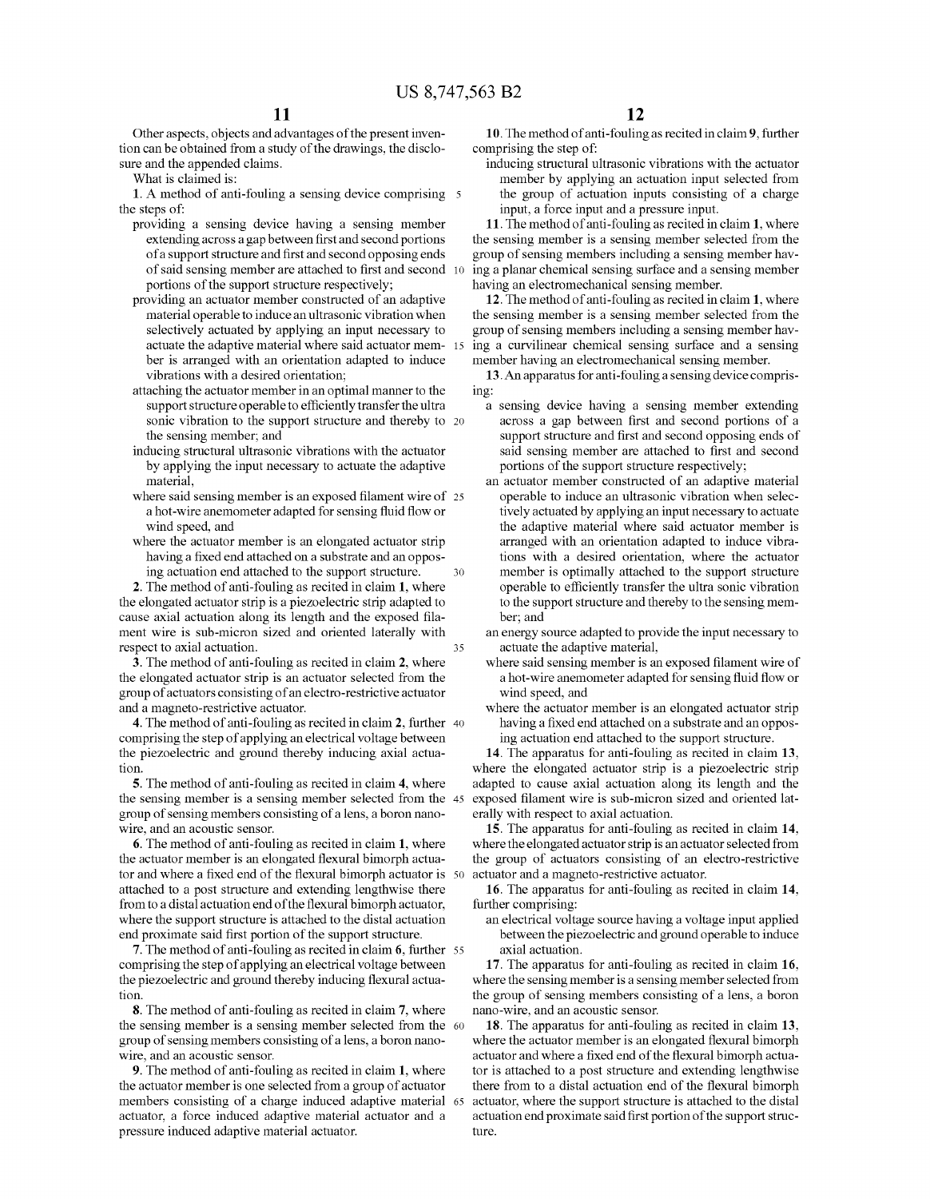Other aspects, objects and advantages of the present invention can be obtained from a study of the drawings, the disclosure and the appended claims.

What is claimed is:

1. A method of anti-fouling a sensing device comprising the steps of:
   - providing a sensing device having a sensing member extending across a gap between first and second portions of a support structure and first and second opposing ends of said sensing member are attached to first and second portions of the support structure respectively;
   - providing an actuator member constructed of an adaptive material operable to induce an ultrasonic vibration when selectively actuated by applying an input necessary to actuate the adaptive material where said actuator member is arranged with an orientation adapted to induce vibrations with a desired orientation;
   - attaching the actuator member in an optimal manner to the support structure operable to efficiently transfer the ultra sonic vibration to the support structure and thereby to the sensing member; and
   - inducing structural ultrasonic vibrations with the actuator by applying the input necessary to actuate the adaptive material,
   - where said sensing member is an exposed filament wire of a hot-wire anemometer adapted for sensing fluid flow or wind speed, and
   - where the actuator member is an elongated actuator strip having a fixed end attached on a substrate and an opposing actuation end attached to the support structure.

2. The method of anti-fouling as recited in claim 1, where the elongated actuator strip is a piezoelectric strip adapted to cause axial actuation along its length and the exposed filament wire is sub-micron sized and oriented laterally with respect to axial actuation.

3. The method of anti-fouling as recited in claim 2, where the elongated actuator strip is an actuator selected from the group of actuators consisting of an electro-restrictive actuator and a magneto-restrictive actuator.

4. The method of anti-fouling as recited in claim 2, further comprising the step of applying an electrical voltage between the piezoelectric and ground thereby inducing axial actuation.

5. The method of anti-fouling as recited in claim 4, where the sensing member is a sensing member selected from the group of sensing members consisting of a lens, a boron nanowire, and an acoustic sensor.

6. The method of anti-fouling as recited in claim 1, where the actuator member is an elongated flexural bimorph actuator and where a fixed end of the flexural bimorph actuator is attached to a post structure and extending lengthwise there from to a distal actuation end of the flexural bimorph actuator, where the support structure is attached to the distal actuation end proximate said first portion of the support structure.

7. The method of anti-fouling as recited in claim 6, further comprising the step of applying an electrical voltage between the piezoelectric and ground thereby inducing flexural actuation.

8. The method of anti-fouling as recited in claim 7, where the sensing member is a sensing member selected from the group of sensing members consisting of a lens, a boron nanowire, and an acoustic sensor.

9. The method of anti-fouling as recited in claim 1, where the actuator member is one selected from a group of actuator members consisting of a charge induced adaptive material actuator, a force induced adaptive material actuator and a pressure induced adaptive material actuator.

10. The method of anti-fouling as recited in claim 9, further comprising the step of:
    - inducing structural ultrasonic vibrations with the actuator member by applying an actuation input selected from the group of actuation inputs consisting of a charge input, a force input and a pressure input.

11. The method of anti-fouling as recited in claim 1, where the sensing member is a sensing member selected from the group of sensing members including a sensing member having a planar chemical sensing surface and a sensing member having an electromechanical sensing member.

12. The method of anti-fouling as recited in claim 1, where the sensing member is a sensing member selected from the group of sensing members including a sensing member having a curvilinear chemical sensing surface and a sensing member having an electromechanical sensing member.

13. An apparatus for anti-fouling a sensing device comprising:
    - a sensing device having a sensing member extending across a gap between first and second portions of a support structure and first and second opposing ends of said sensing member are attached to first and second portions of the support structure respectively;
    - an actuator member constructed of an adaptive material operable to induce an ultrasonic vibration when selectively actuated by applying an input necessary to actuate the adaptive material where said actuator member is arranged with an orientation adapted to induce vibrations with a desired orientation, where the actuator member is optimally attached to the support structure operable to efficiently transfer the ultra sonic vibration to the support structure and thereby to the sensing member; and
    - an energy source adapted to provide the input necessary to actuate the adaptive material,
    - where said sensing member is an exposed filament wire of a hot-wire anemometer adapted for sensing fluid flow or wind speed, and
    - where the actuator member is an elongated actuator strip having a fixed end attached on a substrate and an opposing actuation end attached to the support structure.

14. The apparatus for anti-fouling as recited in claim 13, where the elongated actuator strip is a piezoelectric strip adapted to cause axial actuation along its length and the exposed filament wire is sub-micron sized and oriented laterally with respect to axial actuation.

15. The apparatus for anti-fouling as recited in claim 14, where the elongated actuator strip is an actuator selected from the group of actuators consisting of an electro-restrictive actuator and a magneto-restrictive actuator.

16. The apparatus for anti-fouling as recited in claim 14, further comprising:
    - an electrical voltage source having a voltage input applied between the piezoelectric and ground operable to induce axial actuation.

17. The apparatus for anti-fouling as recited in claim 16, where the sensing member is a sensing member selected from the group of sensing members consisting of a lens, a boron nano-wire, and an acoustic sensor.

18. The apparatus for anti-fouling as recited in claim 13, where the actuator member is an elongated flexural bimorph actuator and where a fixed end of the flexural bimorph actuator is attached to a post structure and extending lengthwise there from to a distal actuation end of the flexural bimorph actuator, where the support structure is attached to the distal actuation end proximate said first portion of the support structure.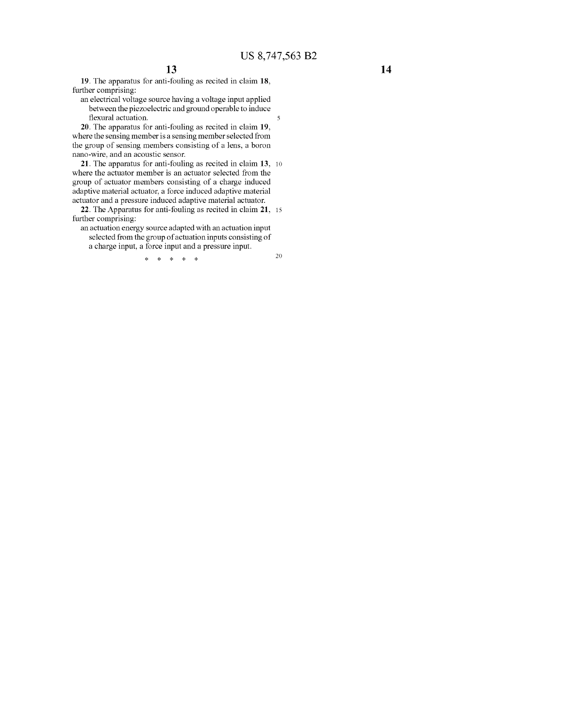**19**. The apparatus for anti-fouling as recited in claim **18**, further comprising:

an electrical voltage source having a voltage input applied between the piezoelectric and ground operable to induce flexural actuation.

**20**. The apparatus for anti-fouling as recited in claim **19**, where the sensing member is a sensing member selected from the group of sensing members consisting of a lens, a boron nano-wire, and an acoustic sensor.

**21**. The apparatus for anti-fouling as recited in claim **13**, where the actuator member is an actuator selected from the group of actuator members consisting of a charge induced adaptive material actuator, a force induced adaptive material actuator and a pressure induced adaptive material actuator.

**22**. The Apparatus for anti-fouling as recited in claim **21**, further comprising:

an actuation energy source adapted with an actuation input selected from the group of actuation inputs consisting of a charge input, a force input and a pressure input.

* * * * *